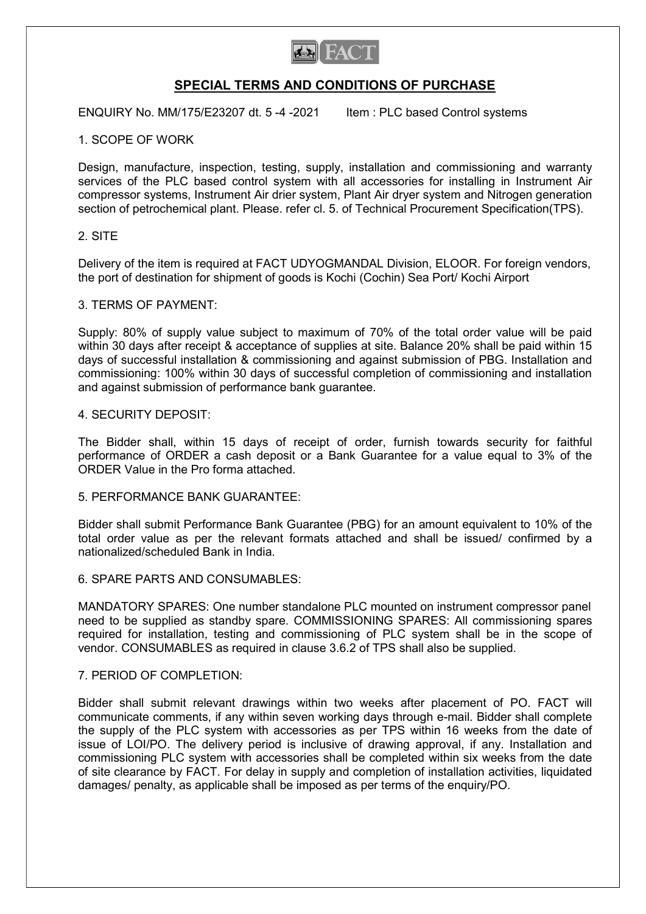## SPECIAL TERMS AND CONDITIONS OF PURCHASE

ENQUIRY No. MM/175/E23207 dt. 5 -4 -2021 Item : PLC based Control systems

### 1. SCOPE OF WORK

Design, manufacture, inspection, testing, supply, installation and commissioning and warranty services of the PLC based control system with all accessories for installing in Instrument Air compressor systems, Instrument Air drier system, Plant Air dryer system and Nitrogen generation section of petrochemical plant. Please. refer cl. 5. of Technical Procurement Specification(TPS).

### 2. SITE

Delivery of the item is required at FACT UDYOGMANDAL Division, ELOOR. For foreign vendors, the port of destination for shipment of goods is Kochi (Cochin) Sea Port/ Kochi Airport

### 3. TERMS OF PAYMENT:

Supply: 80% of supply value subject to maximum of 70% of the total order value will be paid within 30 days after receipt & acceptance of supplies at site. Balance 20% shall be paid within 15 days of successful installation & commissioning and against submission of PBG. Installation and commissioning: 100% within 30 days of successful completion of commissioning and installation and against submission of performance bank guarantee.

### 4. SECURITY DEPOSIT:

The Bidder shall, within 15 days of receipt of order, furnish towards security for faithful performance of ORDER a cash deposit or a Bank Guarantee for a value equal to 3% of the ORDER Value in the Pro forma attached.

### 5. PERFORMANCE BANK GUARANTEE:

Bidder shall submit Performance Bank Guarantee (PBG) for an amount equivalent to 10% of the total order value as per the relevant formats attached and shall be issued/ confirmed by a nationalized/scheduled Bank in India.

### 6. SPARE PARTS AND CONSUMABLES:

MANDATORY SPARES: One number standalone PLC mounted on instrument compressor panel need to be supplied as standby spare. COMMISSIONING SPARES: All commissioning spares required for installation, testing and commissioning of PLC system shall be in the scope of vendor. CONSUMABLES as required in clause 3.6.2 of TPS shall also be supplied.

### 7. PERIOD OF COMPLETION:

Bidder shall submit relevant drawings within two weeks after placement of PO. FACT will communicate comments, if any within seven working days through e-mail. Bidder shall complete the supply of the PLC system with accessories as per TPS within 16 weeks from the date of issue of LOI/PO. The delivery period is inclusive of drawing approval, if any. Installation and commissioning PLC system with accessories shall be completed within six weeks from the date of site clearance by FACT. For delay in supply and completion of installation activities, liquidated damages/ penalty, as applicable shall be imposed as per terms of the enquiry/PO.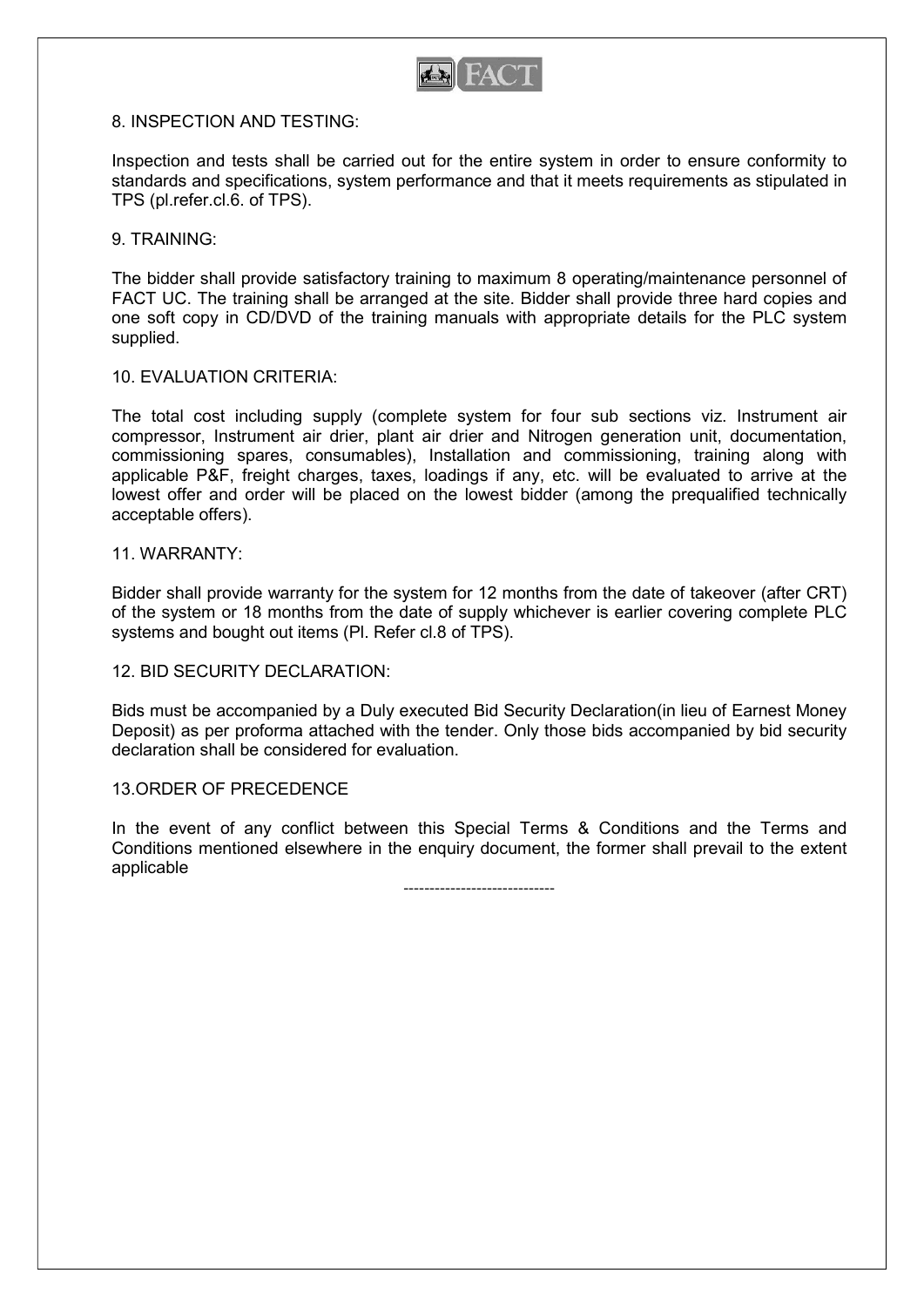8. INSPECTION AND TESTING:

Inspection and tests shall be carried out for the entire system in order to ensure conformity to standards and specifications, system performance and that it meets requirements as stipulated in TPS (pl.refer.cl.6. of TPS).

9. TRAINING:

The bidder shall provide satisfactory training to maximum 8 operating/maintenance personnel of FACT UC. The training shall be arranged at the site. Bidder shall provide three hard copies and one soft copy in CD/DVD of the training manuals with appropriate details for the PLC system supplied.

10. EVALUATION CRITERIA:

The total cost including supply (complete system for four sub sections viz. Instrument air compressor, Instrument air drier, plant air drier and Nitrogen generation unit, documentation, commissioning spares, consumables), Installation and commissioning, training along with applicable P&F, freight charges, taxes, loadings if any, etc. will be evaluated to arrive at the lowest offer and order will be placed on the lowest bidder (among the prequalified technically acceptable offers).

11. WARRANTY:

Bidder shall provide warranty for the system for 12 months from the date of takeover (after CRT) of the system or 18 months from the date of supply whichever is earlier covering complete PLC systems and bought out items (Pl. Refer cl.8 of TPS).

12. BID SECURITY DECLARATION:

Bids must be accompanied by a Duly executed Bid Security Declaration(in lieu of Earnest Money Deposit) as per proforma attached with the tender. Only those bids accompanied by bid security declaration shall be considered for evaluation.

13.ORDER OF PRECEDENCE

In the event of any conflict between this Special Terms & Conditions and the Terms and Conditions mentioned elsewhere in the enquiry document, the former shall prevail to the extent applicable

-----------------------------